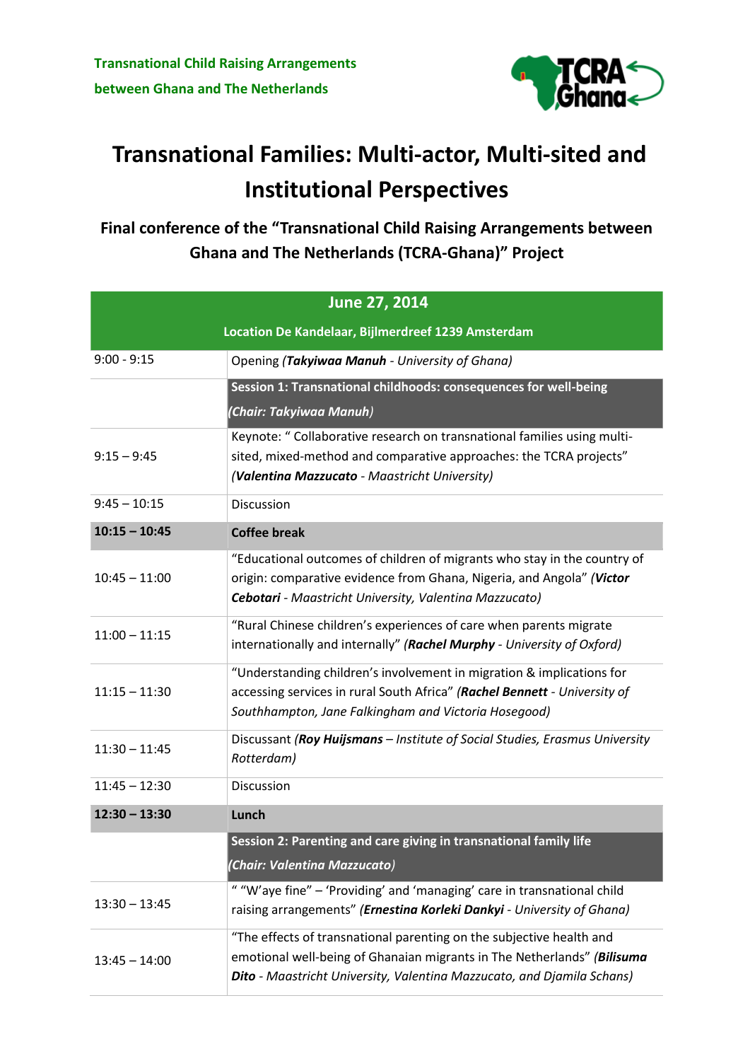**Transnational Child Raising Arrangements between Ghana and The Netherlands**

# Transnational Families: Multi-actor, Multi-sited and Institutional Perspectives

## Final conference of the "Transnational Child Raising Arrangements between Ghana and The Netherlands (TCRA-Ghana)" Project

| June 27, 2014 | |
|---|---|
| **Location De Kandelaar, Bijlmerdreef 1239 Amsterdam** | |
| 9:00 - 9:15 | Opening *(**Takyiwaa Manuh** - University of Ghana)* |
| | **Session 1: Transnational childhoods: consequences for well-being** *(Chair: Takyiwaa Manuh)* |
| 9:15 – 9:45 | Keynote: " Collaborative research on transnational families using multi-sited, mixed-method and comparative approaches: the TCRA projects" *(**Valentina Mazzucato** - Maastricht University)* |
| 9:45 – 10:15 | Discussion |
| **10:15 – 10:45** | **Coffee break** |
| 10:45 – 11:00 | "Educational outcomes of children of migrants who stay in the country of origin: comparative evidence from Ghana, Nigeria, and Angola" *(**Victor Cebotari** - Maastricht University, Valentina Mazzucato)* |
| 11:00 – 11:15 | "Rural Chinese children's experiences of care when parents migrate internationally and internally" *(**Rachel Murphy** - University of Oxford)* |
| 11:15 – 11:30 | "Understanding children's involvement in migration & implications for accessing services in rural South Africa" *(**Rachel Bennett** - University of Southhampton, Jane Falkingham and Victoria Hosegood)* |
| 11:30 – 11:45 | Discussant *(**Roy Huijsmans** – Institute of Social Studies, Erasmus University Rotterdam)* |
| 11:45 – 12:30 | Discussion |
| **12:30 – 13:30** | **Lunch** |
| | **Session 2: Parenting and care giving in transnational family life** *(Chair: Valentina Mazzucato)* |
| 13:30 – 13:45 | " "W'aye fine" – 'Providing' and 'managing' care in transnational child raising arrangements" *(**Ernestina Korleki Dankyi** - University of Ghana)* |
| 13:45 – 14:00 | "The effects of transnational parenting on the subjective health and emotional well-being of Ghanaian migrants in The Netherlands" *(**Bilisuma Dito** - Maastricht University, Valentina Mazzucato, and Djamila Schans)* |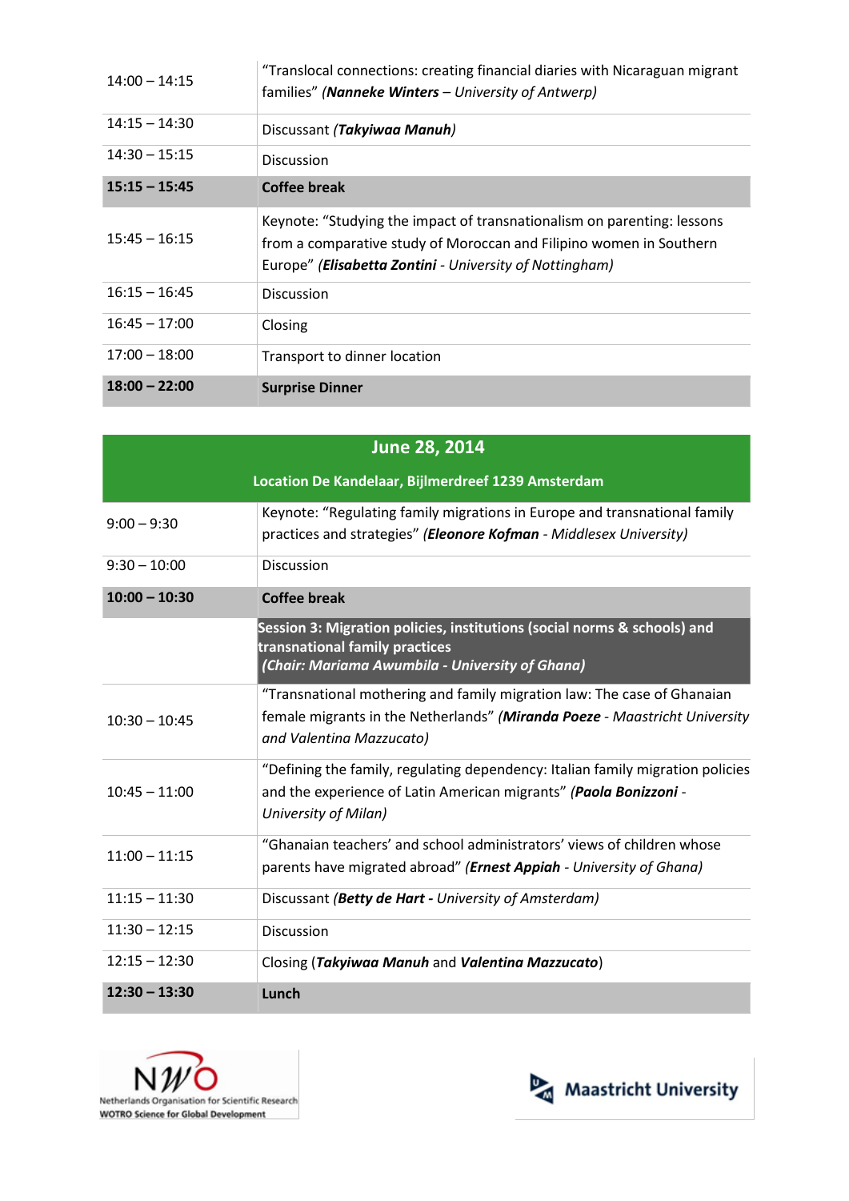| | |
|---|---|
| 14:00 – 14:15 | "Translocal connections: creating financial diaries with Nicaraguan migrant families" *(**Nanneke Winters** – University of Antwerp)* |
| 14:15 – 14:30 | Discussant *(**Takyiwaa Manuh**)* |
| 14:30 – 15:15 | Discussion |
| **15:15 – 15:45** | **Coffee break** |
| 15:45 – 16:15 | Keynote: "Studying the impact of transnationalism on parenting: lessons from a comparative study of Moroccan and Filipino women in Southern Europe" *(**Elisabetta Zontini** - University of Nottingham)* |
| 16:15 – 16:45 | Discussion |
| 16:45 – 17:00 | Closing |
| 17:00 – 18:00 | Transport to dinner location |
| **18:00 – 22:00** | **Surprise Dinner** |

## June 28, 2014

**Location De Kandelaar, Bijlmerdreef 1239 Amsterdam**

| | |
|---|---|
| 9:00 – 9:30 | Keynote: "Regulating family migrations in Europe and transnational family practices and strategies" *(**Eleonore Kofman** - Middlesex University)* |
| 9:30 – 10:00 | Discussion |
| **10:00 – 10:30** | **Coffee break** |
| | **Session 3: Migration policies, institutions (social norms & schools) and transnational family practices** ***(Chair: Mariama Awumbila - University of Ghana)*** |
| 10:30 – 10:45 | "Transnational mothering and family migration law: The case of Ghanaian female migrants in the Netherlands" *(**Miranda Poeze** - Maastricht University and Valentina Mazzucato)* |
| 10:45 – 11:00 | "Defining the family, regulating dependency: Italian family migration policies and the experience of Latin American migrants" *(**Paola Bonizzoni** - University of Milan)* |
| 11:00 – 11:15 | "Ghanaian teachers' and school administrators' views of children whose parents have migrated abroad" *(**Ernest Appiah** - University of Ghana)* |
| 11:15 – 11:30 | Discussant *(**Betty de Hart** - University of Amsterdam)* |
| 11:30 – 12:15 | Discussion |
| 12:15 – 12:30 | Closing (***Takyiwaa Manuh*** and ***Valentina Mazzucato***) |
| **12:30 – 13:30** | **Lunch** |

NWO Netherlands Organisation for Scientific Research WOTRO Science for Global Development

Maastricht University